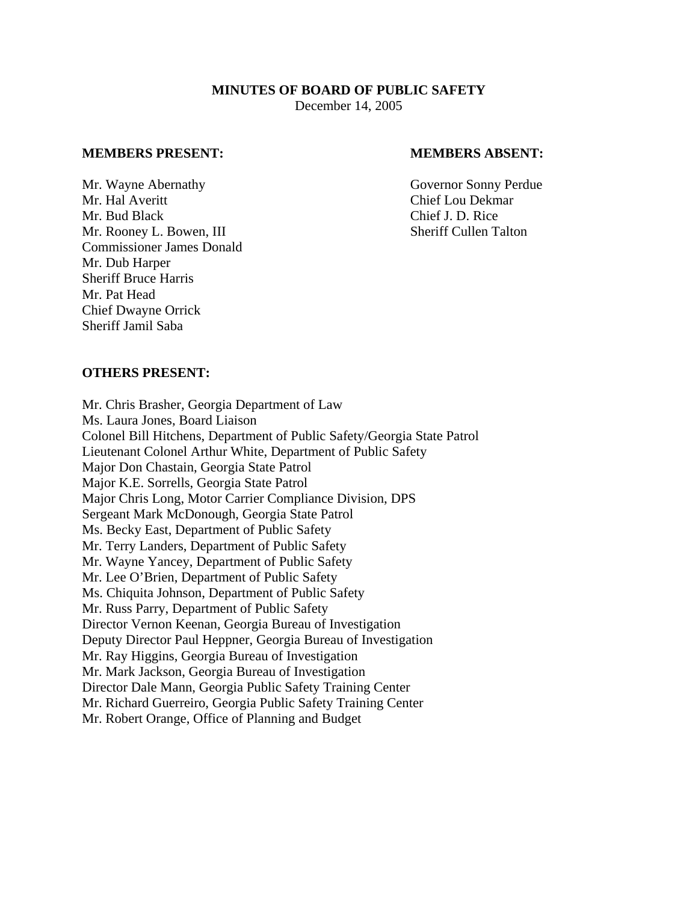# MINUTES OF BOARD OF PUBLIC SAFETY

December 14, 2005

**MEMBERS PRESENT:**

Mr. Wayne Abernathy
Mr. Hal Averitt
Mr. Bud Black
Mr. Rooney L. Bowen, III
Commissioner James Donald
Mr. Dub Harper
Sheriff Bruce Harris
Mr. Pat Head
Chief Dwayne Orrick
Sheriff Jamil Saba

**MEMBERS ABSENT:**

Governor Sonny Perdue
Chief Lou Dekmar
Chief J. D. Rice
Sheriff Cullen Talton

**OTHERS PRESENT:**

Mr. Chris Brasher, Georgia Department of Law
Ms. Laura Jones, Board Liaison
Colonel Bill Hitchens, Department of Public Safety/Georgia State Patrol
Lieutenant Colonel Arthur White, Department of Public Safety
Major Don Chastain, Georgia State Patrol
Major K.E. Sorrells, Georgia State Patrol
Major Chris Long, Motor Carrier Compliance Division, DPS
Sergeant Mark McDonough, Georgia State Patrol
Ms. Becky East, Department of Public Safety
Mr. Terry Landers, Department of Public Safety
Mr. Wayne Yancey, Department of Public Safety
Mr. Lee O'Brien, Department of Public Safety
Ms. Chiquita Johnson, Department of Public Safety
Mr. Russ Parry, Department of Public Safety
Director Vernon Keenan, Georgia Bureau of Investigation
Deputy Director Paul Heppner, Georgia Bureau of Investigation
Mr. Ray Higgins, Georgia Bureau of Investigation
Mr. Mark Jackson, Georgia Bureau of Investigation
Director Dale Mann, Georgia Public Safety Training Center
Mr. Richard Guerreiro, Georgia Public Safety Training Center
Mr. Robert Orange, Office of Planning and Budget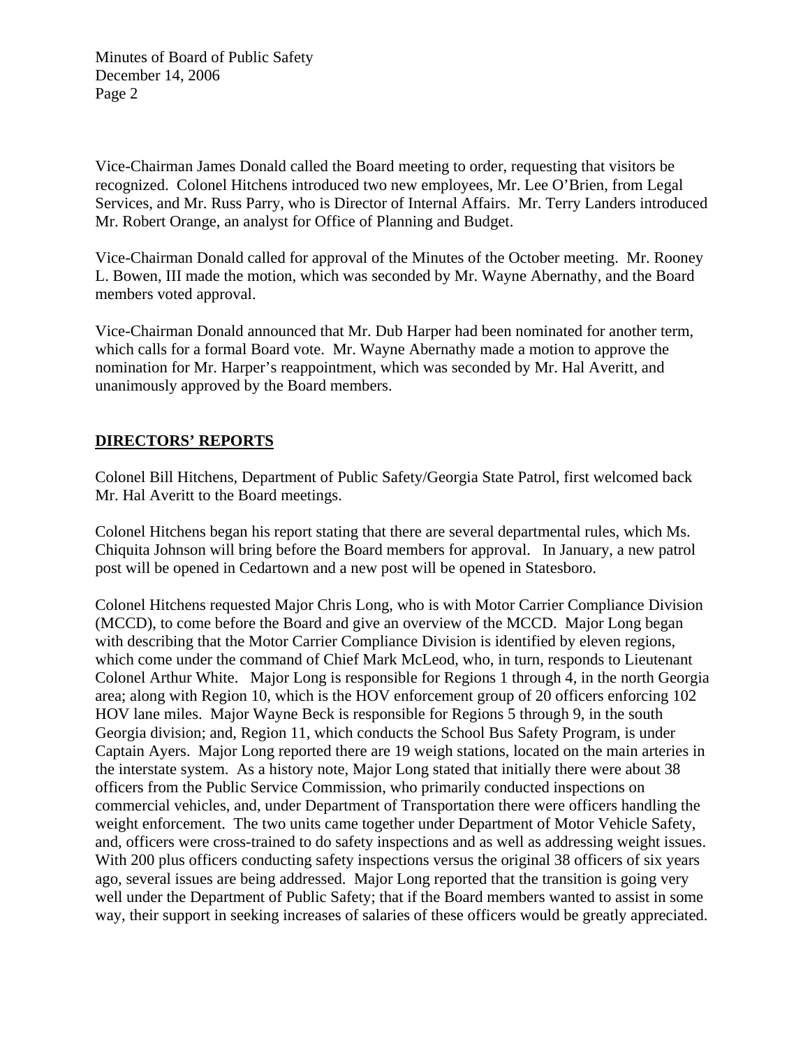Vice-Chairman James Donald called the Board meeting to order, requesting that visitors be recognized. Colonel Hitchens introduced two new employees, Mr. Lee O'Brien, from Legal Services, and Mr. Russ Parry, who is Director of Internal Affairs. Mr. Terry Landers introduced Mr. Robert Orange, an analyst for Office of Planning and Budget.

Vice-Chairman Donald called for approval of the Minutes of the October meeting. Mr. Rooney L. Bowen, III made the motion, which was seconded by Mr. Wayne Abernathy, and the Board members voted approval.

Vice-Chairman Donald announced that Mr. Dub Harper had been nominated for another term, which calls for a formal Board vote. Mr. Wayne Abernathy made a motion to approve the nomination for Mr. Harper's reappointment, which was seconded by Mr. Hal Averitt, and unanimously approved by the Board members.

## DIRECTORS' REPORTS

Colonel Bill Hitchens, Department of Public Safety/Georgia State Patrol, first welcomed back Mr. Hal Averitt to the Board meetings.

Colonel Hitchens began his report stating that there are several departmental rules, which Ms. Chiquita Johnson will bring before the Board members for approval. In January, a new patrol post will be opened in Cedartown and a new post will be opened in Statesboro.

Colonel Hitchens requested Major Chris Long, who is with Motor Carrier Compliance Division (MCCD), to come before the Board and give an overview of the MCCD. Major Long began with describing that the Motor Carrier Compliance Division is identified by eleven regions, which come under the command of Chief Mark McLeod, who, in turn, responds to Lieutenant Colonel Arthur White. Major Long is responsible for Regions 1 through 4, in the north Georgia area; along with Region 10, which is the HOV enforcement group of 20 officers enforcing 102 HOV lane miles. Major Wayne Beck is responsible for Regions 5 through 9, in the south Georgia division; and, Region 11, which conducts the School Bus Safety Program, is under Captain Ayers. Major Long reported there are 19 weigh stations, located on the main arteries in the interstate system. As a history note, Major Long stated that initially there were about 38 officers from the Public Service Commission, who primarily conducted inspections on commercial vehicles, and, under Department of Transportation there were officers handling the weight enforcement. The two units came together under Department of Motor Vehicle Safety, and, officers were cross-trained to do safety inspections and as well as addressing weight issues. With 200 plus officers conducting safety inspections versus the original 38 officers of six years ago, several issues are being addressed. Major Long reported that the transition is going very well under the Department of Public Safety; that if the Board members wanted to assist in some way, their support in seeking increases of salaries of these officers would be greatly appreciated.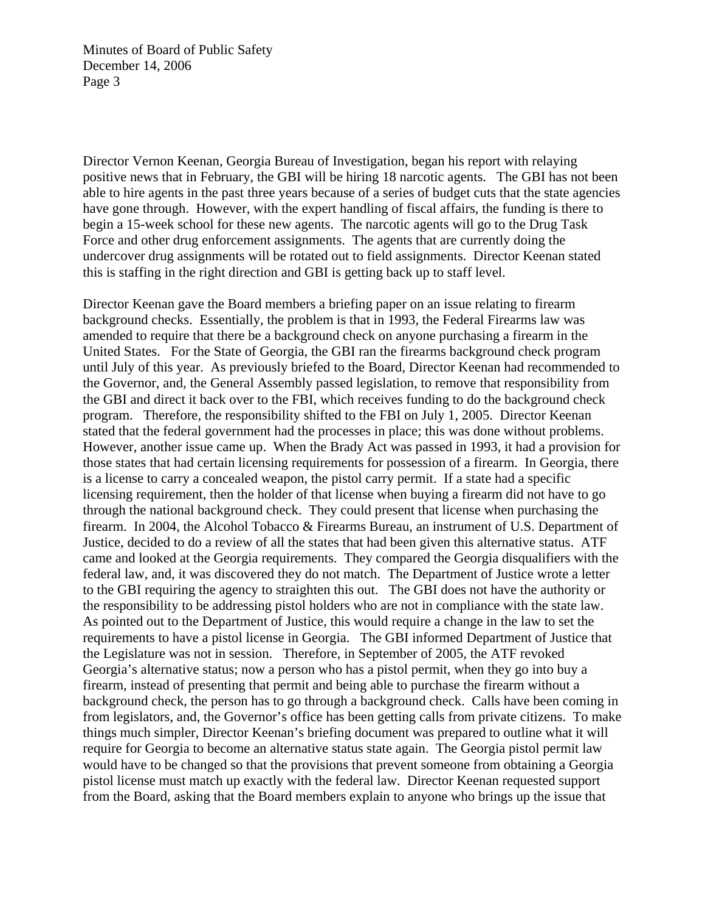Director Vernon Keenan, Georgia Bureau of Investigation, began his report with relaying positive news that in February, the GBI will be hiring 18 narcotic agents. The GBI has not been able to hire agents in the past three years because of a series of budget cuts that the state agencies have gone through. However, with the expert handling of fiscal affairs, the funding is there to begin a 15-week school for these new agents. The narcotic agents will go to the Drug Task Force and other drug enforcement assignments. The agents that are currently doing the undercover drug assignments will be rotated out to field assignments. Director Keenan stated this is staffing in the right direction and GBI is getting back up to staff level.

Director Keenan gave the Board members a briefing paper on an issue relating to firearm background checks. Essentially, the problem is that in 1993, the Federal Firearms law was amended to require that there be a background check on anyone purchasing a firearm in the United States. For the State of Georgia, the GBI ran the firearms background check program until July of this year. As previously briefed to the Board, Director Keenan had recommended to the Governor, and, the General Assembly passed legislation, to remove that responsibility from the GBI and direct it back over to the FBI, which receives funding to do the background check program. Therefore, the responsibility shifted to the FBI on July 1, 2005. Director Keenan stated that the federal government had the processes in place; this was done without problems. However, another issue came up. When the Brady Act was passed in 1993, it had a provision for those states that had certain licensing requirements for possession of a firearm. In Georgia, there is a license to carry a concealed weapon, the pistol carry permit. If a state had a specific licensing requirement, then the holder of that license when buying a firearm did not have to go through the national background check. They could present that license when purchasing the firearm. In 2004, the Alcohol Tobacco & Firearms Bureau, an instrument of U.S. Department of Justice, decided to do a review of all the states that had been given this alternative status. ATF came and looked at the Georgia requirements. They compared the Georgia disqualifiers with the federal law, and, it was discovered they do not match. The Department of Justice wrote a letter to the GBI requiring the agency to straighten this out. The GBI does not have the authority or the responsibility to be addressing pistol holders who are not in compliance with the state law. As pointed out to the Department of Justice, this would require a change in the law to set the requirements to have a pistol license in Georgia. The GBI informed Department of Justice that the Legislature was not in session. Therefore, in September of 2005, the ATF revoked Georgia's alternative status; now a person who has a pistol permit, when they go into buy a firearm, instead of presenting that permit and being able to purchase the firearm without a background check, the person has to go through a background check. Calls have been coming in from legislators, and, the Governor's office has been getting calls from private citizens. To make things much simpler, Director Keenan's briefing document was prepared to outline what it will require for Georgia to become an alternative status state again. The Georgia pistol permit law would have to be changed so that the provisions that prevent someone from obtaining a Georgia pistol license must match up exactly with the federal law. Director Keenan requested support from the Board, asking that the Board members explain to anyone who brings up the issue that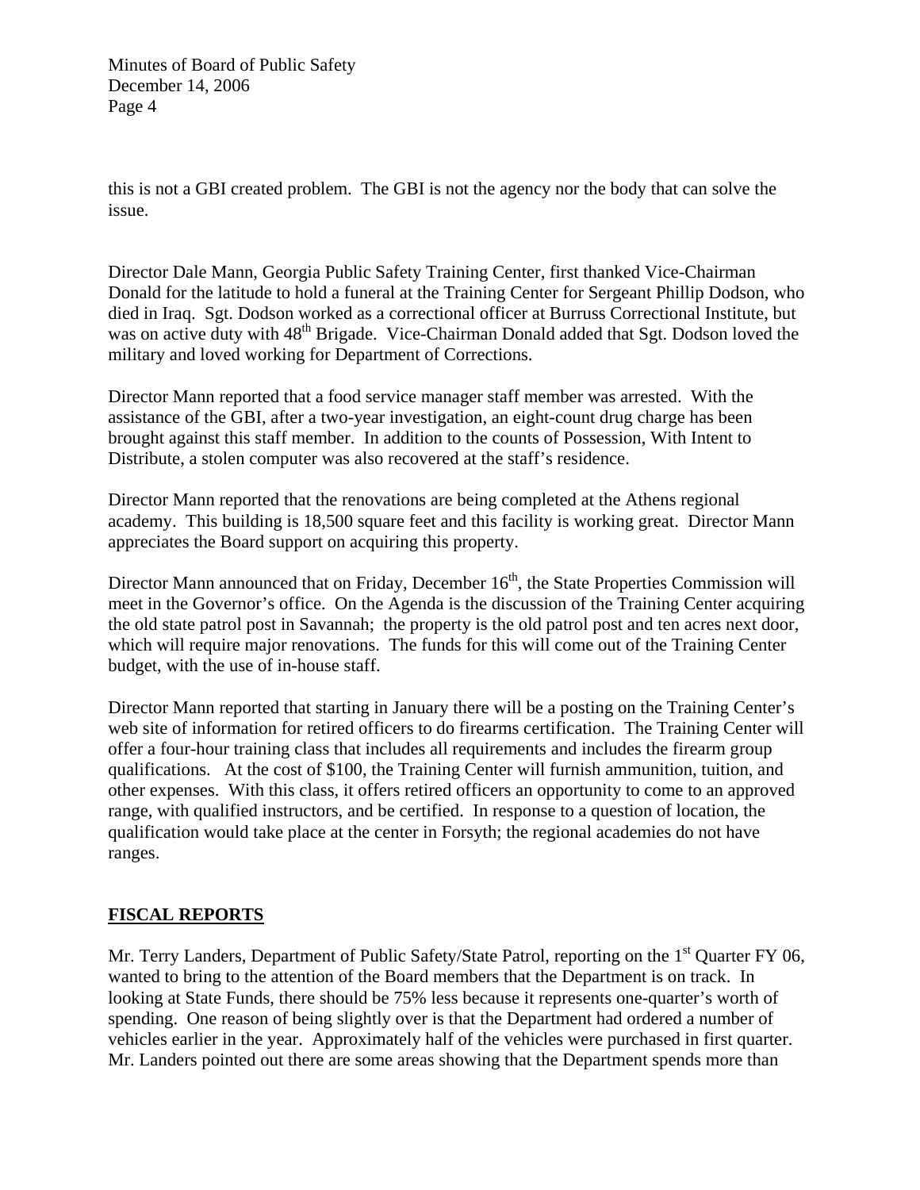this is not a GBI created problem. The GBI is not the agency nor the body that can solve the issue.

Director Dale Mann, Georgia Public Safety Training Center, first thanked Vice-Chairman Donald for the latitude to hold a funeral at the Training Center for Sergeant Phillip Dodson, who died in Iraq. Sgt. Dodson worked as a correctional officer at Burruss Correctional Institute, but was on active duty with 48th Brigade. Vice-Chairman Donald added that Sgt. Dodson loved the military and loved working for Department of Corrections.

Director Mann reported that a food service manager staff member was arrested. With the assistance of the GBI, after a two-year investigation, an eight-count drug charge has been brought against this staff member. In addition to the counts of Possession, With Intent to Distribute, a stolen computer was also recovered at the staff's residence.

Director Mann reported that the renovations are being completed at the Athens regional academy. This building is 18,500 square feet and this facility is working great. Director Mann appreciates the Board support on acquiring this property.

Director Mann announced that on Friday, December 16th, the State Properties Commission will meet in the Governor's office. On the Agenda is the discussion of the Training Center acquiring the old state patrol post in Savannah; the property is the old patrol post and ten acres next door, which will require major renovations. The funds for this will come out of the Training Center budget, with the use of in-house staff.

Director Mann reported that starting in January there will be a posting on the Training Center's web site of information for retired officers to do firearms certification. The Training Center will offer a four-hour training class that includes all requirements and includes the firearm group qualifications. At the cost of $100, the Training Center will furnish ammunition, tuition, and other expenses. With this class, it offers retired officers an opportunity to come to an approved range, with qualified instructors, and be certified. In response to a question of location, the qualification would take place at the center in Forsyth; the regional academies do not have ranges.

## FISCAL REPORTS

Mr. Terry Landers, Department of Public Safety/State Patrol, reporting on the 1st Quarter FY 06, wanted to bring to the attention of the Board members that the Department is on track. In looking at State Funds, there should be 75% less because it represents one-quarter's worth of spending. One reason of being slightly over is that the Department had ordered a number of vehicles earlier in the year. Approximately half of the vehicles were purchased in first quarter. Mr. Landers pointed out there are some areas showing that the Department spends more than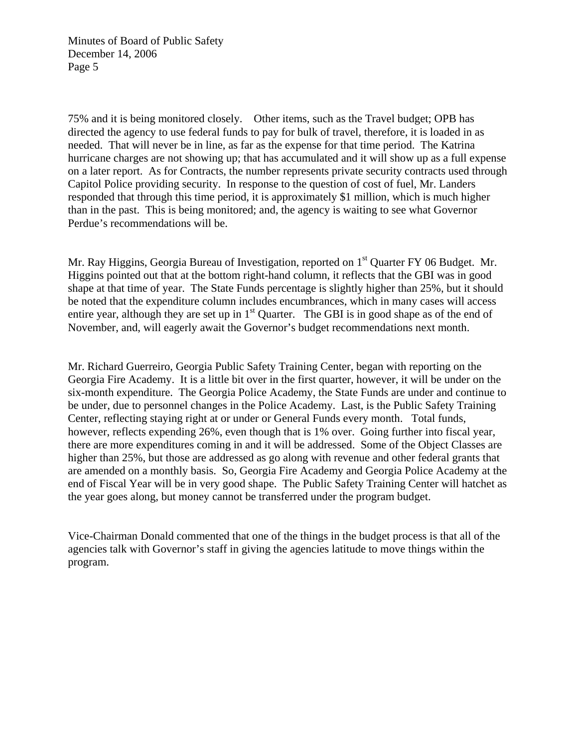75% and it is being monitored closely. Other items, such as the Travel budget; OPB has directed the agency to use federal funds to pay for bulk of travel, therefore, it is loaded in as needed. That will never be in line, as far as the expense for that time period. The Katrina hurricane charges are not showing up; that has accumulated and it will show up as a full expense on a later report. As for Contracts, the number represents private security contracts used through Capitol Police providing security. In response to the question of cost of fuel, Mr. Landers responded that through this time period, it is approximately $1 million, which is much higher than in the past. This is being monitored; and, the agency is waiting to see what Governor Perdue's recommendations will be.

Mr. Ray Higgins, Georgia Bureau of Investigation, reported on 1st Quarter FY 06 Budget. Mr. Higgins pointed out that at the bottom right-hand column, it reflects that the GBI was in good shape at that time of year. The State Funds percentage is slightly higher than 25%, but it should be noted that the expenditure column includes encumbrances, which in many cases will access entire year, although they are set up in 1st Quarter. The GBI is in good shape as of the end of November, and, will eagerly await the Governor's budget recommendations next month.

Mr. Richard Guerreiro, Georgia Public Safety Training Center, began with reporting on the Georgia Fire Academy. It is a little bit over in the first quarter, however, it will be under on the six-month expenditure. The Georgia Police Academy, the State Funds are under and continue to be under, due to personnel changes in the Police Academy. Last, is the Public Safety Training Center, reflecting staying right at or under or General Funds every month. Total funds, however, reflects expending 26%, even though that is 1% over. Going further into fiscal year, there are more expenditures coming in and it will be addressed. Some of the Object Classes are higher than 25%, but those are addressed as go along with revenue and other federal grants that are amended on a monthly basis. So, Georgia Fire Academy and Georgia Police Academy at the end of Fiscal Year will be in very good shape. The Public Safety Training Center will hatchet as the year goes along, but money cannot be transferred under the program budget.

Vice-Chairman Donald commented that one of the things in the budget process is that all of the agencies talk with Governor's staff in giving the agencies latitude to move things within the program.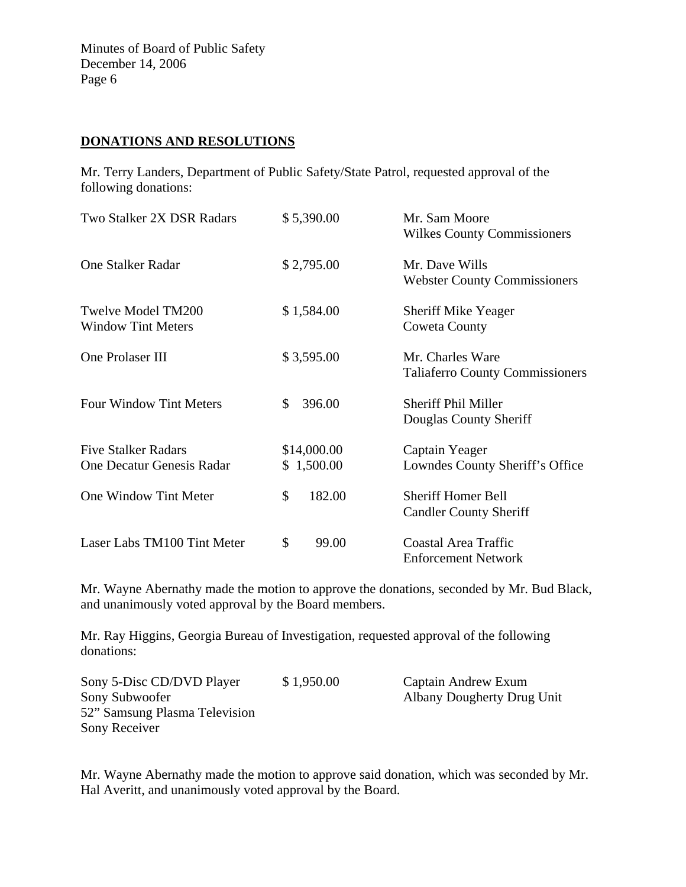## DONATIONS AND RESOLUTIONS

Mr. Terry Landers, Department of Public Safety/State Patrol, requested approval of the following donations:

| | | |
|---|---|---|
| Two Stalker 2X DSR Radars | $ 5,390.00 | Mr. Sam Moore<br>Wilkes County Commissioners |
| One Stalker Radar | $ 2,795.00 | Mr. Dave Wills<br>Webster County Commissioners |
| Twelve Model TM200<br>Window Tint Meters | $ 1,584.00 | Sheriff Mike Yeager<br>Coweta County |
| One Prolaser III | $ 3,595.00 | Mr. Charles Ware<br>Taliaferro County Commissioners |
| Four Window Tint Meters | $ 396.00 | Sheriff Phil Miller<br>Douglas County Sheriff |
| Five Stalker Radars<br>One Decatur Genesis Radar | $14,000.00<br>$ 1,500.00 | Captain Yeager<br>Lowndes County Sheriff's Office |
| One Window Tint Meter | $ 182.00 | Sheriff Homer Bell<br>Candler County Sheriff |
| Laser Labs TM100 Tint Meter | $ 99.00 | Coastal Area Traffic<br>Enforcement Network |

Mr. Wayne Abernathy made the motion to approve the donations, seconded by Mr. Bud Black, and unanimously voted approval by the Board members.

Mr. Ray Higgins, Georgia Bureau of Investigation, requested approval of the following donations:

| | | |
|---|---|---|
| Sony 5-Disc CD/DVD Player<br>Sony Subwoofer<br>52" Samsung Plasma Television<br>Sony Receiver | $ 1,950.00 | Captain Andrew Exum<br>Albany Dougherty Drug Unit |

Mr. Wayne Abernathy made the motion to approve said donation, which was seconded by Mr. Hal Averitt, and unanimously voted approval by the Board.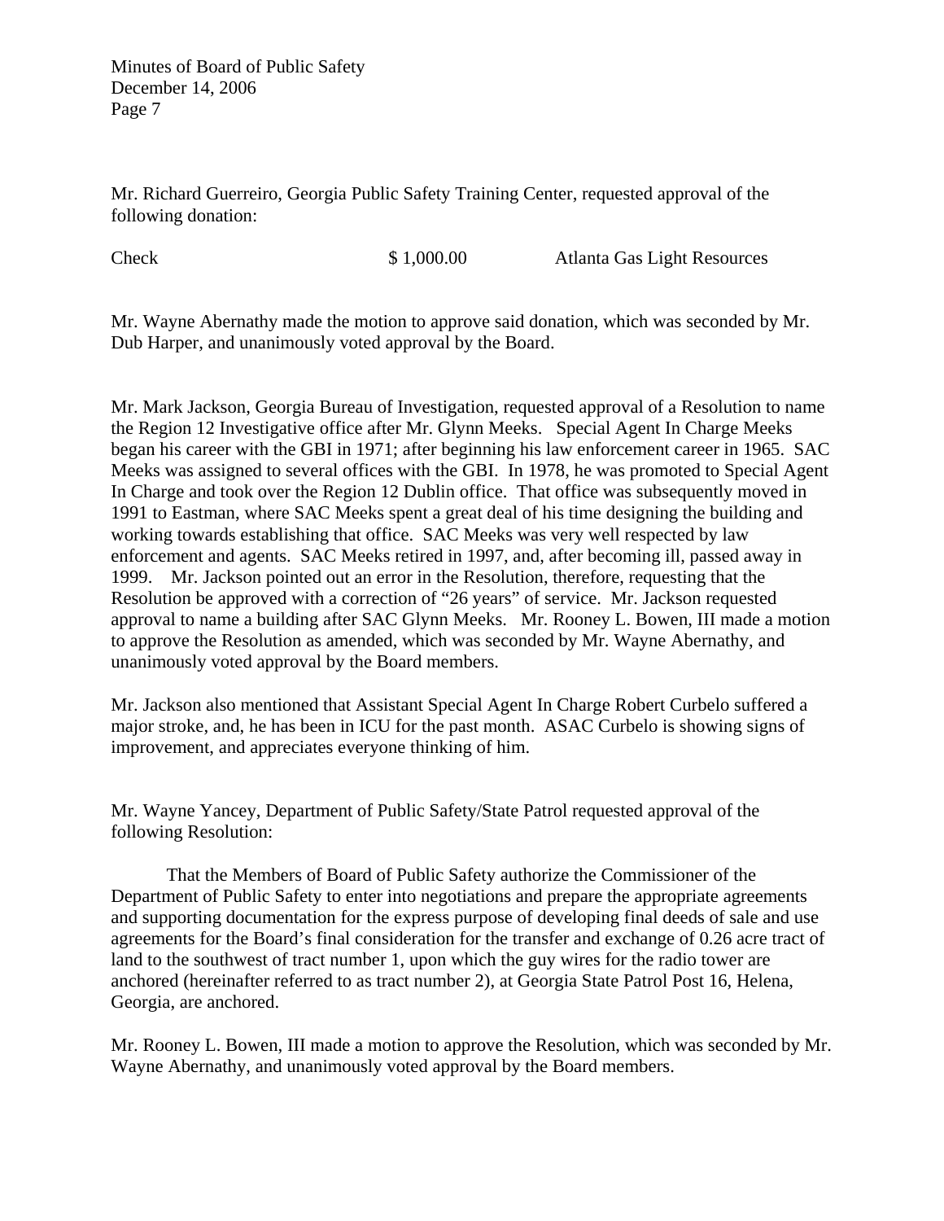Mr. Richard Guerreiro, Georgia Public Safety Training Center, requested approval of the following donation:

| Check | $ 1,000.00 | Atlanta Gas Light Resources |
|---|---|---|

Mr. Wayne Abernathy made the motion to approve said donation, which was seconded by Mr. Dub Harper, and unanimously voted approval by the Board.

Mr. Mark Jackson, Georgia Bureau of Investigation, requested approval of a Resolution to name the Region 12 Investigative office after Mr. Glynn Meeks. Special Agent In Charge Meeks began his career with the GBI in 1971; after beginning his law enforcement career in 1965. SAC Meeks was assigned to several offices with the GBI. In 1978, he was promoted to Special Agent In Charge and took over the Region 12 Dublin office. That office was subsequently moved in 1991 to Eastman, where SAC Meeks spent a great deal of his time designing the building and working towards establishing that office. SAC Meeks was very well respected by law enforcement and agents. SAC Meeks retired in 1997, and, after becoming ill, passed away in 1999. Mr. Jackson pointed out an error in the Resolution, therefore, requesting that the Resolution be approved with a correction of "26 years" of service. Mr. Jackson requested approval to name a building after SAC Glynn Meeks. Mr. Rooney L. Bowen, III made a motion to approve the Resolution as amended, which was seconded by Mr. Wayne Abernathy, and unanimously voted approval by the Board members.

Mr. Jackson also mentioned that Assistant Special Agent In Charge Robert Curbelo suffered a major stroke, and, he has been in ICU for the past month. ASAC Curbelo is showing signs of improvement, and appreciates everyone thinking of him.

Mr. Wayne Yancey, Department of Public Safety/State Patrol requested approval of the following Resolution:

That the Members of Board of Public Safety authorize the Commissioner of the Department of Public Safety to enter into negotiations and prepare the appropriate agreements and supporting documentation for the express purpose of developing final deeds of sale and use agreements for the Board's final consideration for the transfer and exchange of 0.26 acre tract of land to the southwest of tract number 1, upon which the guy wires for the radio tower are anchored (hereinafter referred to as tract number 2), at Georgia State Patrol Post 16, Helena, Georgia, are anchored.

Mr. Rooney L. Bowen, III made a motion to approve the Resolution, which was seconded by Mr. Wayne Abernathy, and unanimously voted approval by the Board members.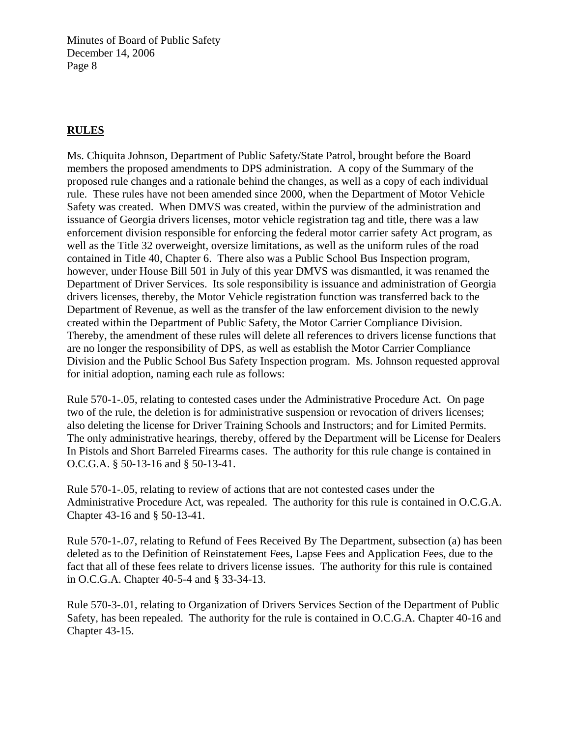## RULES

Ms. Chiquita Johnson, Department of Public Safety/State Patrol, brought before the Board members the proposed amendments to DPS administration. A copy of the Summary of the proposed rule changes and a rationale behind the changes, as well as a copy of each individual rule. These rules have not been amended since 2000, when the Department of Motor Vehicle Safety was created. When DMVS was created, within the purview of the administration and issuance of Georgia drivers licenses, motor vehicle registration tag and title, there was a law enforcement division responsible for enforcing the federal motor carrier safety Act program, as well as the Title 32 overweight, oversize limitations, as well as the uniform rules of the road contained in Title 40, Chapter 6. There also was a Public School Bus Inspection program, however, under House Bill 501 in July of this year DMVS was dismantled, it was renamed the Department of Driver Services. Its sole responsibility is issuance and administration of Georgia drivers licenses, thereby, the Motor Vehicle registration function was transferred back to the Department of Revenue, as well as the transfer of the law enforcement division to the newly created within the Department of Public Safety, the Motor Carrier Compliance Division. Thereby, the amendment of these rules will delete all references to drivers license functions that are no longer the responsibility of DPS, as well as establish the Motor Carrier Compliance Division and the Public School Bus Safety Inspection program. Ms. Johnson requested approval for initial adoption, naming each rule as follows:

Rule 570-1-.05, relating to contested cases under the Administrative Procedure Act. On page two of the rule, the deletion is for administrative suspension or revocation of drivers licenses; also deleting the license for Driver Training Schools and Instructors; and for Limited Permits. The only administrative hearings, thereby, offered by the Department will be License for Dealers In Pistols and Short Barreled Firearms cases. The authority for this rule change is contained in O.C.G.A. § 50-13-16 and § 50-13-41.

Rule 570-1-.05, relating to review of actions that are not contested cases under the Administrative Procedure Act, was repealed. The authority for this rule is contained in O.C.G.A. Chapter 43-16 and § 50-13-41.

Rule 570-1-.07, relating to Refund of Fees Received By The Department, subsection (a) has been deleted as to the Definition of Reinstatement Fees, Lapse Fees and Application Fees, due to the fact that all of these fees relate to drivers license issues. The authority for this rule is contained in O.C.G.A. Chapter 40-5-4 and § 33-34-13.

Rule 570-3-.01, relating to Organization of Drivers Services Section of the Department of Public Safety, has been repealed. The authority for the rule is contained in O.C.G.A. Chapter 40-16 and Chapter 43-15.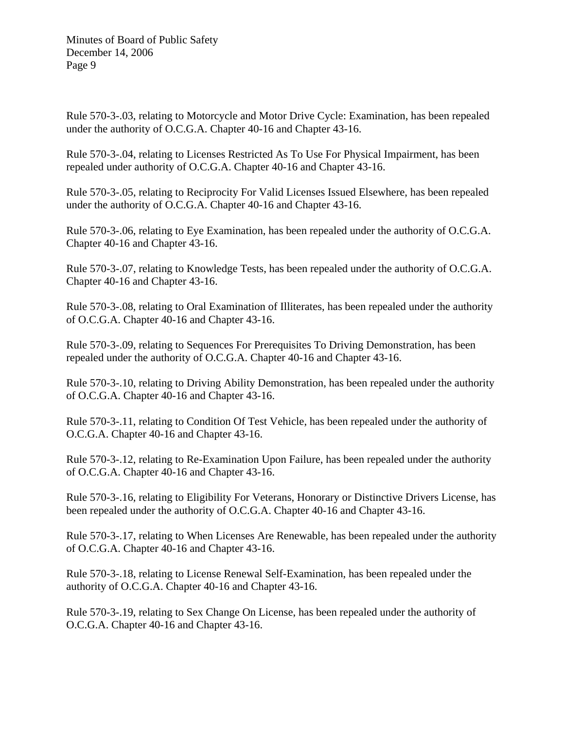Rule 570-3-.03, relating to Motorcycle and Motor Drive Cycle: Examination, has been repealed under the authority of O.C.G.A. Chapter 40-16 and Chapter 43-16.

Rule 570-3-.04, relating to Licenses Restricted As To Use For Physical Impairment, has been repealed under authority of O.C.G.A. Chapter 40-16 and Chapter 43-16.

Rule 570-3-.05, relating to Reciprocity For Valid Licenses Issued Elsewhere, has been repealed under the authority of O.C.G.A. Chapter 40-16 and Chapter 43-16.

Rule 570-3-.06, relating to Eye Examination, has been repealed under the authority of O.C.G.A. Chapter 40-16 and Chapter 43-16.

Rule 570-3-.07, relating to Knowledge Tests, has been repealed under the authority of O.C.G.A. Chapter 40-16 and Chapter 43-16.

Rule 570-3-.08, relating to Oral Examination of Illiterates, has been repealed under the authority of O.C.G.A. Chapter 40-16 and Chapter 43-16.

Rule 570-3-.09, relating to Sequences For Prerequisites To Driving Demonstration, has been repealed under the authority of O.C.G.A. Chapter 40-16 and Chapter 43-16.

Rule 570-3-.10, relating to Driving Ability Demonstration, has been repealed under the authority of O.C.G.A. Chapter 40-16 and Chapter 43-16.

Rule 570-3-.11, relating to Condition Of Test Vehicle, has been repealed under the authority of O.C.G.A. Chapter 40-16 and Chapter 43-16.

Rule 570-3-.12, relating to Re-Examination Upon Failure, has been repealed under the authority of O.C.G.A. Chapter 40-16 and Chapter 43-16.

Rule 570-3-.16, relating to Eligibility For Veterans, Honorary or Distinctive Drivers License, has been repealed under the authority of O.C.G.A. Chapter 40-16 and Chapter 43-16.

Rule 570-3-.17, relating to When Licenses Are Renewable, has been repealed under the authority of O.C.G.A. Chapter 40-16 and Chapter 43-16.

Rule 570-3-.18, relating to License Renewal Self-Examination, has been repealed under the authority of O.C.G.A. Chapter 40-16 and Chapter 43-16.

Rule 570-3-.19, relating to Sex Change On License, has been repealed under the authority of O.C.G.A. Chapter 40-16 and Chapter 43-16.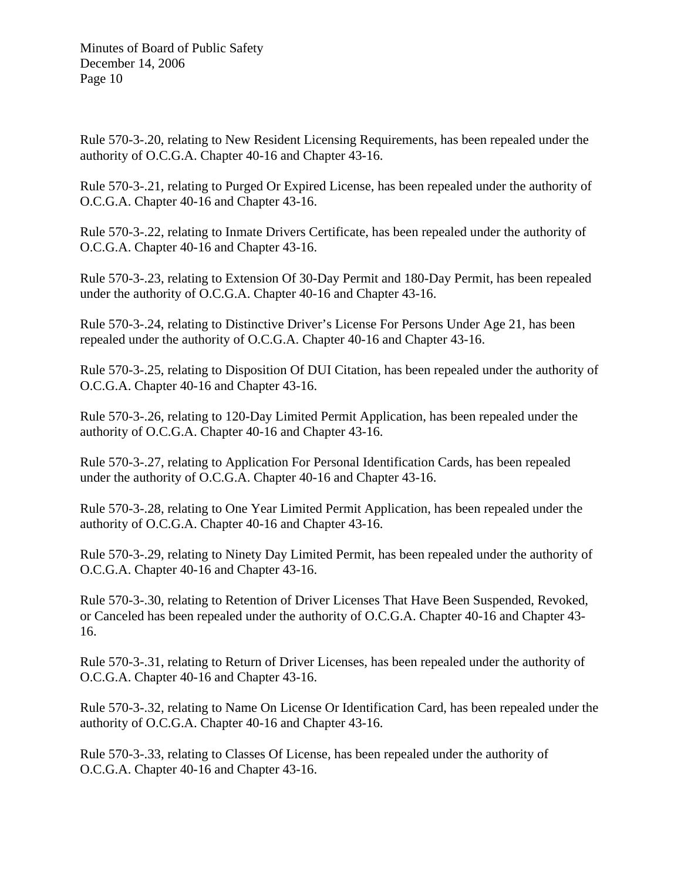Rule 570-3-.20, relating to New Resident Licensing Requirements, has been repealed under the authority of O.C.G.A. Chapter 40-16 and Chapter 43-16.

Rule 570-3-.21, relating to Purged Or Expired License, has been repealed under the authority of O.C.G.A. Chapter 40-16 and Chapter 43-16.

Rule 570-3-.22, relating to Inmate Drivers Certificate, has been repealed under the authority of O.C.G.A. Chapter 40-16 and Chapter 43-16.

Rule 570-3-.23, relating to Extension Of 30-Day Permit and 180-Day Permit, has been repealed under the authority of O.C.G.A. Chapter 40-16 and Chapter 43-16.

Rule 570-3-.24, relating to Distinctive Driver's License For Persons Under Age 21, has been repealed under the authority of O.C.G.A. Chapter 40-16 and Chapter 43-16.

Rule 570-3-.25, relating to Disposition Of DUI Citation, has been repealed under the authority of O.C.G.A. Chapter 40-16 and Chapter 43-16.

Rule 570-3-.26, relating to 120-Day Limited Permit Application, has been repealed under the authority of O.C.G.A. Chapter 40-16 and Chapter 43-16.

Rule 570-3-.27, relating to Application For Personal Identification Cards, has been repealed under the authority of O.C.G.A. Chapter 40-16 and Chapter 43-16.

Rule 570-3-.28, relating to One Year Limited Permit Application, has been repealed under the authority of O.C.G.A. Chapter 40-16 and Chapter 43-16.

Rule 570-3-.29, relating to Ninety Day Limited Permit, has been repealed under the authority of O.C.G.A. Chapter 40-16 and Chapter 43-16.

Rule 570-3-.30, relating to Retention of Driver Licenses That Have Been Suspended, Revoked, or Canceled has been repealed under the authority of O.C.G.A. Chapter 40-16 and Chapter 43-16.

Rule 570-3-.31, relating to Return of Driver Licenses, has been repealed under the authority of O.C.G.A. Chapter 40-16 and Chapter 43-16.

Rule 570-3-.32, relating to Name On License Or Identification Card, has been repealed under the authority of O.C.G.A. Chapter 40-16 and Chapter 43-16.

Rule 570-3-.33, relating to Classes Of License, has been repealed under the authority of O.C.G.A. Chapter 40-16 and Chapter 43-16.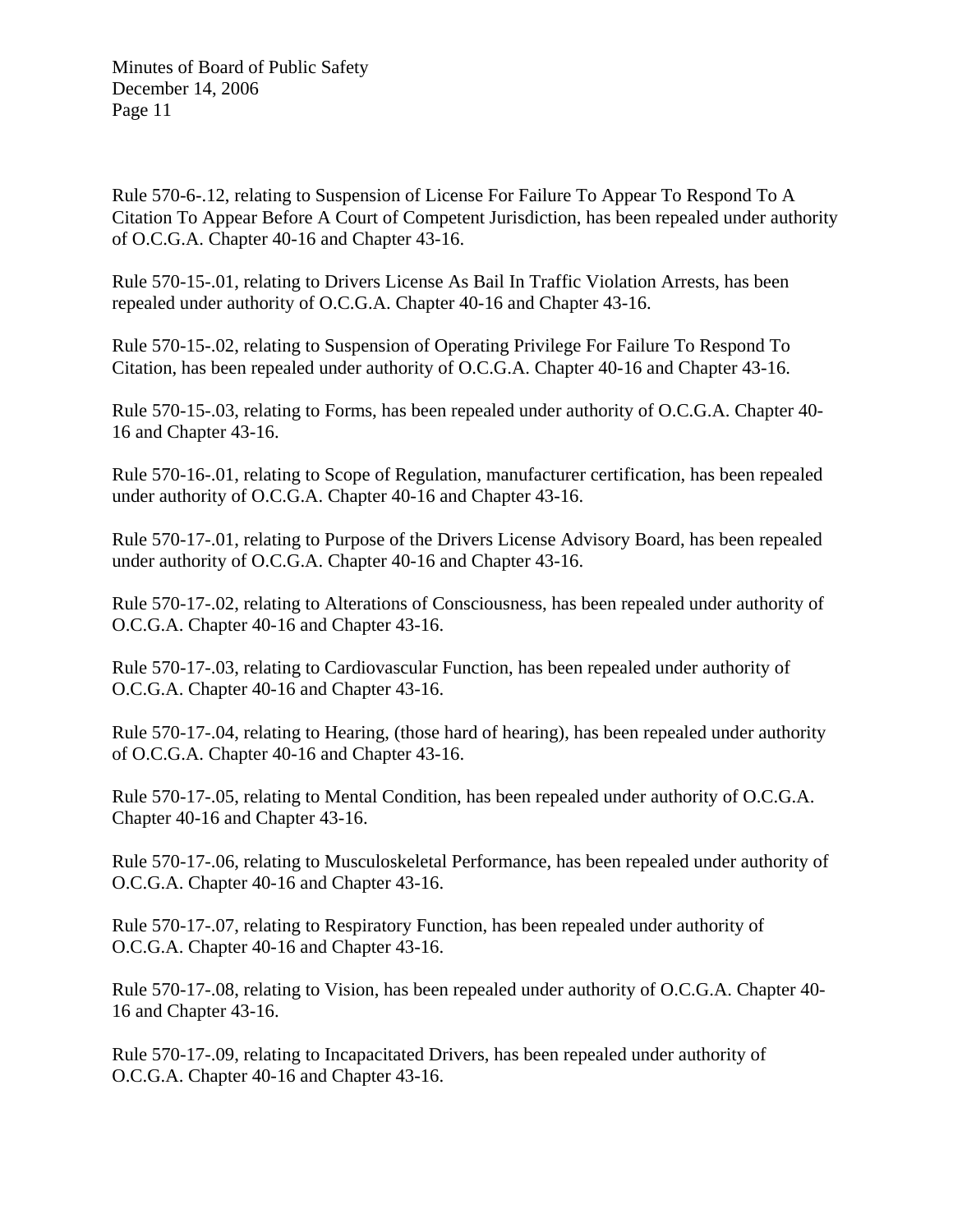Rule 570-6-.12, relating to Suspension of License For Failure To Appear To Respond To A Citation To Appear Before A Court of Competent Jurisdiction, has been repealed under authority of O.C.G.A. Chapter 40-16 and Chapter 43-16.

Rule 570-15-.01, relating to Drivers License As Bail In Traffic Violation Arrests, has been repealed under authority of O.C.G.A. Chapter 40-16 and Chapter 43-16.

Rule 570-15-.02, relating to Suspension of Operating Privilege For Failure To Respond To Citation, has been repealed under authority of O.C.G.A. Chapter 40-16 and Chapter 43-16.

Rule 570-15-.03, relating to Forms, has been repealed under authority of O.C.G.A. Chapter 40-16 and Chapter 43-16.

Rule 570-16-.01, relating to Scope of Regulation, manufacturer certification, has been repealed under authority of O.C.G.A. Chapter 40-16 and Chapter 43-16.

Rule 570-17-.01, relating to Purpose of the Drivers License Advisory Board, has been repealed under authority of O.C.G.A. Chapter 40-16 and Chapter 43-16.

Rule 570-17-.02, relating to Alterations of Consciousness, has been repealed under authority of O.C.G.A. Chapter 40-16 and Chapter 43-16.

Rule 570-17-.03, relating to Cardiovascular Function, has been repealed under authority of O.C.G.A. Chapter 40-16 and Chapter 43-16.

Rule 570-17-.04, relating to Hearing, (those hard of hearing), has been repealed under authority of O.C.G.A. Chapter 40-16 and Chapter 43-16.

Rule 570-17-.05, relating to Mental Condition, has been repealed under authority of O.C.G.A. Chapter 40-16 and Chapter 43-16.

Rule 570-17-.06, relating to Musculoskeletal Performance, has been repealed under authority of O.C.G.A. Chapter 40-16 and Chapter 43-16.

Rule 570-17-.07, relating to Respiratory Function, has been repealed under authority of O.C.G.A. Chapter 40-16 and Chapter 43-16.

Rule 570-17-.08, relating to Vision, has been repealed under authority of O.C.G.A. Chapter 40-16 and Chapter 43-16.

Rule 570-17-.09, relating to Incapacitated Drivers, has been repealed under authority of O.C.G.A. Chapter 40-16 and Chapter 43-16.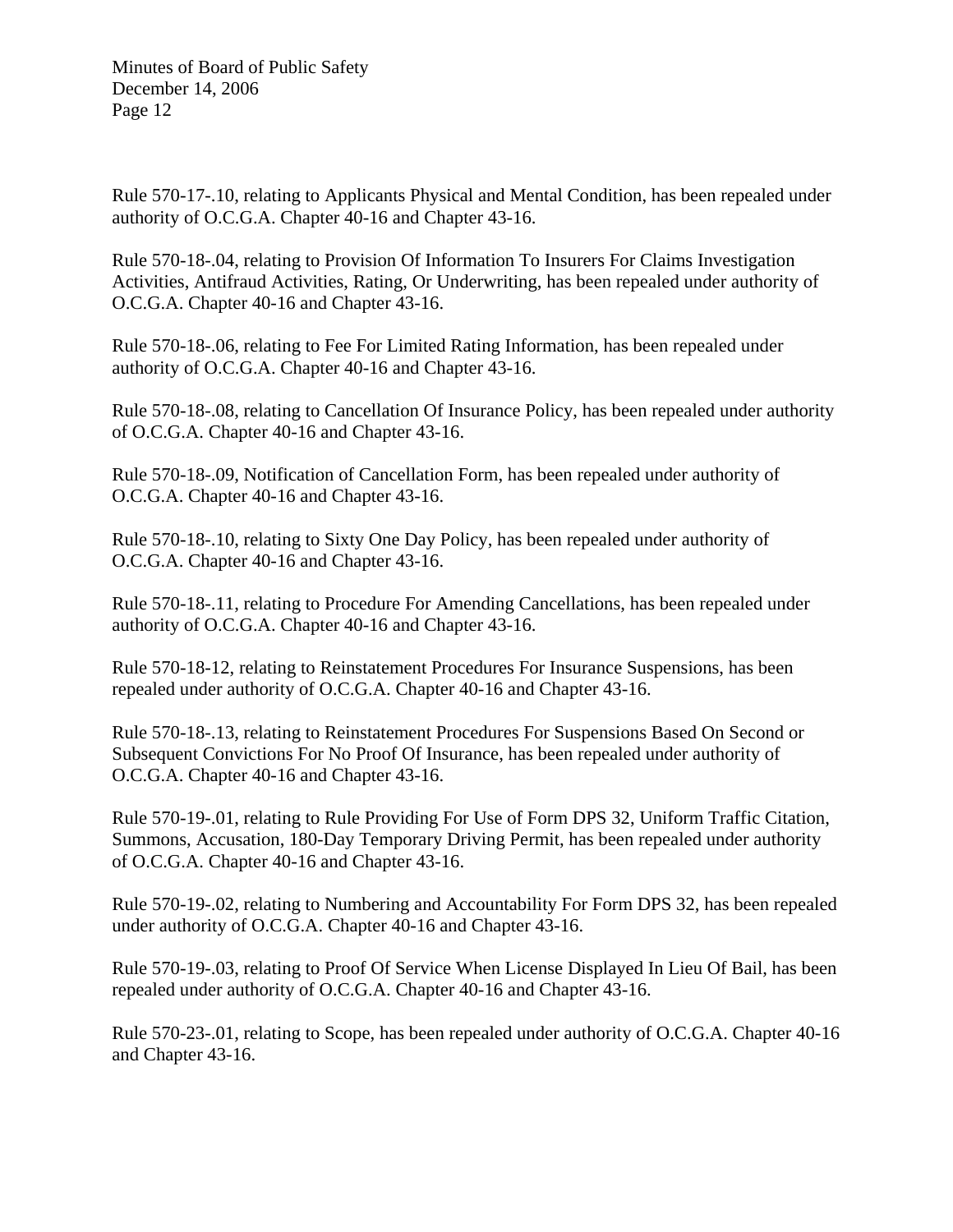Rule 570-17-.10, relating to Applicants Physical and Mental Condition, has been repealed under authority of O.C.G.A. Chapter 40-16 and Chapter 43-16.

Rule 570-18-.04, relating to Provision Of Information To Insurers For Claims Investigation Activities, Antifraud Activities, Rating, Or Underwriting, has been repealed under authority of O.C.G.A. Chapter 40-16 and Chapter 43-16.

Rule 570-18-.06, relating to Fee For Limited Rating Information, has been repealed under authority of O.C.G.A. Chapter 40-16 and Chapter 43-16.

Rule 570-18-.08, relating to Cancellation Of Insurance Policy, has been repealed under authority of O.C.G.A. Chapter 40-16 and Chapter 43-16.

Rule 570-18-.09, Notification of Cancellation Form, has been repealed under authority of O.C.G.A. Chapter 40-16 and Chapter 43-16.

Rule 570-18-.10, relating to Sixty One Day Policy, has been repealed under authority of O.C.G.A. Chapter 40-16 and Chapter 43-16.

Rule 570-18-.11, relating to Procedure For Amending Cancellations, has been repealed under authority of O.C.G.A. Chapter 40-16 and Chapter 43-16.

Rule 570-18-12, relating to Reinstatement Procedures For Insurance Suspensions, has been repealed under authority of O.C.G.A. Chapter 40-16 and Chapter 43-16.

Rule 570-18-.13, relating to Reinstatement Procedures For Suspensions Based On Second or Subsequent Convictions For No Proof Of Insurance, has been repealed under authority of O.C.G.A. Chapter 40-16 and Chapter 43-16.

Rule 570-19-.01, relating to Rule Providing For Use of Form DPS 32, Uniform Traffic Citation, Summons, Accusation, 180-Day Temporary Driving Permit, has been repealed under authority of O.C.G.A. Chapter 40-16 and Chapter 43-16.

Rule 570-19-.02, relating to Numbering and Accountability For Form DPS 32, has been repealed under authority of O.C.G.A. Chapter 40-16 and Chapter 43-16.

Rule 570-19-.03, relating to Proof Of Service When License Displayed In Lieu Of Bail, has been repealed under authority of O.C.G.A. Chapter 40-16 and Chapter 43-16.

Rule 570-23-.01, relating to Scope, has been repealed under authority of O.C.G.A. Chapter 40-16 and Chapter 43-16.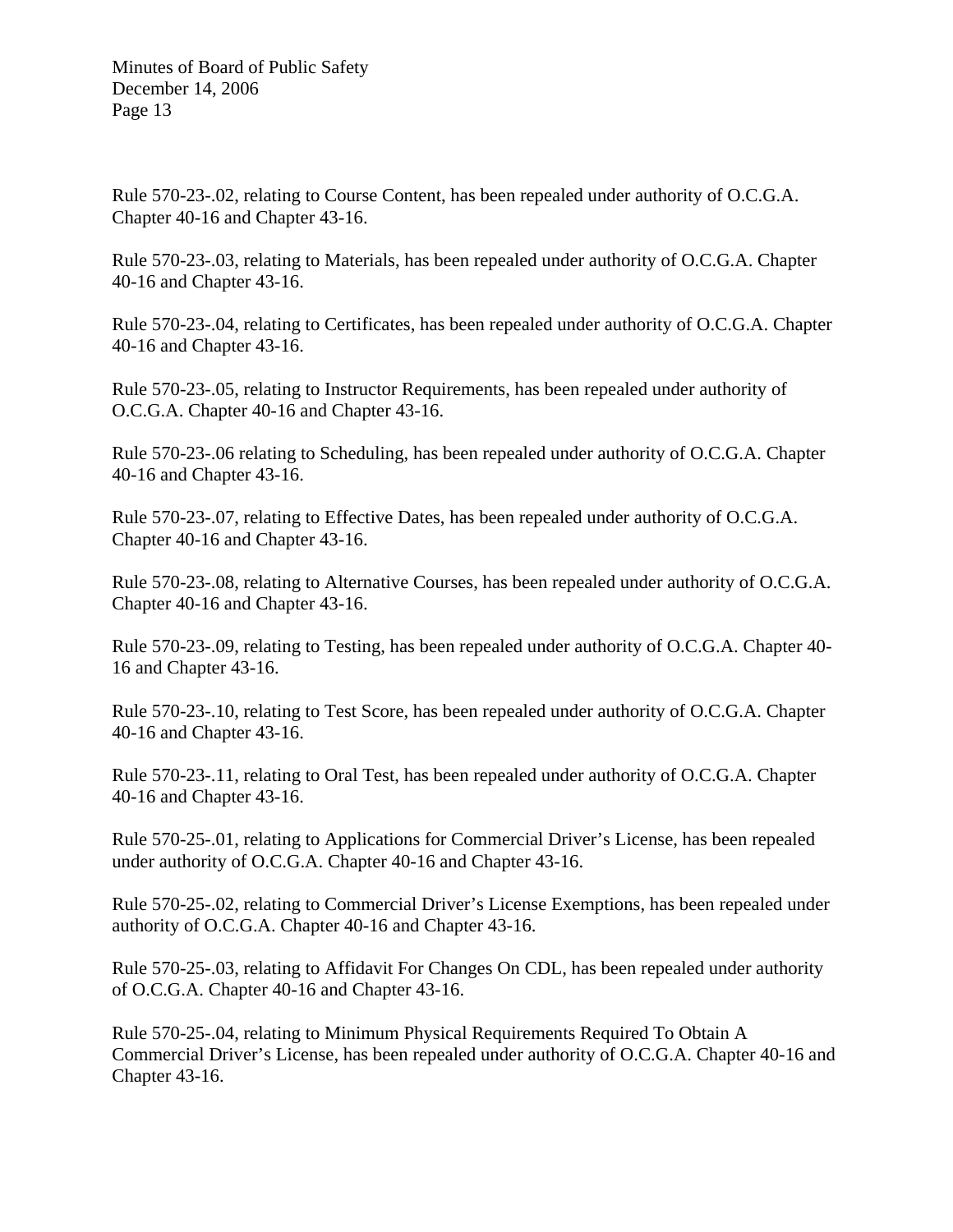Rule 570-23-.02, relating to Course Content, has been repealed under authority of O.C.G.A. Chapter 40-16 and Chapter 43-16.

Rule 570-23-.03, relating to Materials, has been repealed under authority of O.C.G.A. Chapter 40-16 and Chapter 43-16.

Rule 570-23-.04, relating to Certificates, has been repealed under authority of O.C.G.A. Chapter 40-16 and Chapter 43-16.

Rule 570-23-.05, relating to Instructor Requirements, has been repealed under authority of O.C.G.A. Chapter 40-16 and Chapter 43-16.

Rule 570-23-.06 relating to Scheduling, has been repealed under authority of O.C.G.A. Chapter 40-16 and Chapter 43-16.

Rule 570-23-.07, relating to Effective Dates, has been repealed under authority of O.C.G.A. Chapter 40-16 and Chapter 43-16.

Rule 570-23-.08, relating to Alternative Courses, has been repealed under authority of O.C.G.A. Chapter 40-16 and Chapter 43-16.

Rule 570-23-.09, relating to Testing, has been repealed under authority of O.C.G.A. Chapter 40-16 and Chapter 43-16.

Rule 570-23-.10, relating to Test Score, has been repealed under authority of O.C.G.A. Chapter 40-16 and Chapter 43-16.

Rule 570-23-.11, relating to Oral Test, has been repealed under authority of O.C.G.A. Chapter 40-16 and Chapter 43-16.

Rule 570-25-.01, relating to Applications for Commercial Driver's License, has been repealed under authority of O.C.G.A. Chapter 40-16 and Chapter 43-16.

Rule 570-25-.02, relating to Commercial Driver's License Exemptions, has been repealed under authority of O.C.G.A. Chapter 40-16 and Chapter 43-16.

Rule 570-25-.03, relating to Affidavit For Changes On CDL, has been repealed under authority of O.C.G.A. Chapter 40-16 and Chapter 43-16.

Rule 570-25-.04, relating to Minimum Physical Requirements Required To Obtain A Commercial Driver's License, has been repealed under authority of O.C.G.A. Chapter 40-16 and Chapter 43-16.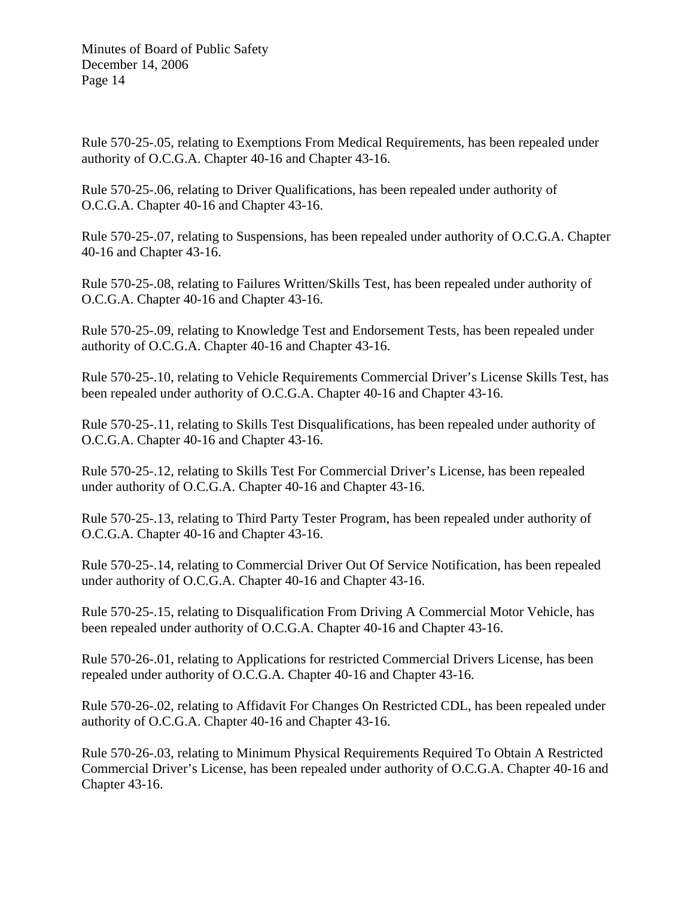Rule 570-25-.05, relating to Exemptions From Medical Requirements, has been repealed under authority of O.C.G.A. Chapter 40-16 and Chapter 43-16.

Rule 570-25-.06, relating to Driver Qualifications, has been repealed under authority of O.C.G.A. Chapter 40-16 and Chapter 43-16.

Rule 570-25-.07, relating to Suspensions, has been repealed under authority of O.C.G.A. Chapter 40-16 and Chapter 43-16.

Rule 570-25-.08, relating to Failures Written/Skills Test, has been repealed under authority of O.C.G.A. Chapter 40-16 and Chapter 43-16.

Rule 570-25-.09, relating to Knowledge Test and Endorsement Tests, has been repealed under authority of O.C.G.A. Chapter 40-16 and Chapter 43-16.

Rule 570-25-.10, relating to Vehicle Requirements Commercial Driver's License Skills Test, has been repealed under authority of O.C.G.A. Chapter 40-16 and Chapter 43-16.

Rule 570-25-.11, relating to Skills Test Disqualifications, has been repealed under authority of O.C.G.A. Chapter 40-16 and Chapter 43-16.

Rule 570-25-.12, relating to Skills Test For Commercial Driver's License, has been repealed under authority of O.C.G.A. Chapter 40-16 and Chapter 43-16.

Rule 570-25-.13, relating to Third Party Tester Program, has been repealed under authority of O.C.G.A. Chapter 40-16 and Chapter 43-16.

Rule 570-25-.14, relating to Commercial Driver Out Of Service Notification, has been repealed under authority of O.C.G.A. Chapter 40-16 and Chapter 43-16.

Rule 570-25-.15, relating to Disqualification From Driving A Commercial Motor Vehicle, has been repealed under authority of O.C.G.A. Chapter 40-16 and Chapter 43-16.

Rule 570-26-.01, relating to Applications for restricted Commercial Drivers License, has been repealed under authority of O.C.G.A. Chapter 40-16 and Chapter 43-16.

Rule 570-26-.02, relating to Affidavit For Changes On Restricted CDL, has been repealed under authority of O.C.G.A. Chapter 40-16 and Chapter 43-16.

Rule 570-26-.03, relating to Minimum Physical Requirements Required To Obtain A Restricted Commercial Driver's License, has been repealed under authority of O.C.G.A. Chapter 40-16 and Chapter 43-16.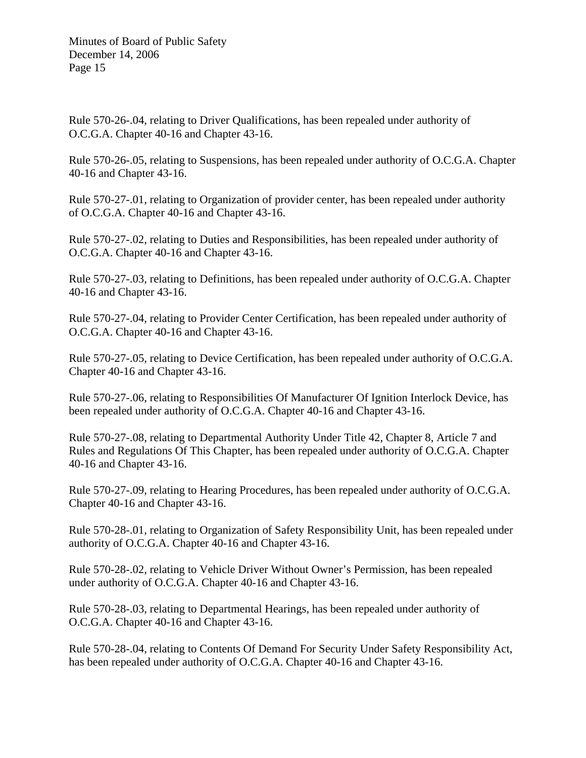Rule 570-26-.04, relating to Driver Qualifications, has been repealed under authority of O.C.G.A. Chapter 40-16 and Chapter 43-16.

Rule 570-26-.05, relating to Suspensions, has been repealed under authority of O.C.G.A. Chapter 40-16 and Chapter 43-16.

Rule 570-27-.01, relating to Organization of provider center, has been repealed under authority of O.C.G.A. Chapter 40-16 and Chapter 43-16.

Rule 570-27-.02, relating to Duties and Responsibilities, has been repealed under authority of O.C.G.A. Chapter 40-16 and Chapter 43-16.

Rule 570-27-.03, relating to Definitions, has been repealed under authority of O.C.G.A. Chapter 40-16 and Chapter 43-16.

Rule 570-27-.04, relating to Provider Center Certification, has been repealed under authority of O.C.G.A. Chapter 40-16 and Chapter 43-16.

Rule 570-27-.05, relating to Device Certification, has been repealed under authority of O.C.G.A. Chapter 40-16 and Chapter 43-16.

Rule 570-27-.06, relating to Responsibilities Of Manufacturer Of Ignition Interlock Device, has been repealed under authority of O.C.G.A. Chapter 40-16 and Chapter 43-16.

Rule 570-27-.08, relating to Departmental Authority Under Title 42, Chapter 8, Article 7 and Rules and Regulations Of This Chapter, has been repealed under authority of O.C.G.A. Chapter 40-16 and Chapter 43-16.

Rule 570-27-.09, relating to Hearing Procedures, has been repealed under authority of O.C.G.A. Chapter 40-16 and Chapter 43-16.

Rule 570-28-.01, relating to Organization of Safety Responsibility Unit, has been repealed under authority of O.C.G.A. Chapter 40-16 and Chapter 43-16.

Rule 570-28-.02, relating to Vehicle Driver Without Owner's Permission, has been repealed under authority of O.C.G.A. Chapter 40-16 and Chapter 43-16.

Rule 570-28-.03, relating to Departmental Hearings, has been repealed under authority of O.C.G.A. Chapter 40-16 and Chapter 43-16.

Rule 570-28-.04, relating to Contents Of Demand For Security Under Safety Responsibility Act, has been repealed under authority of O.C.G.A. Chapter 40-16 and Chapter 43-16.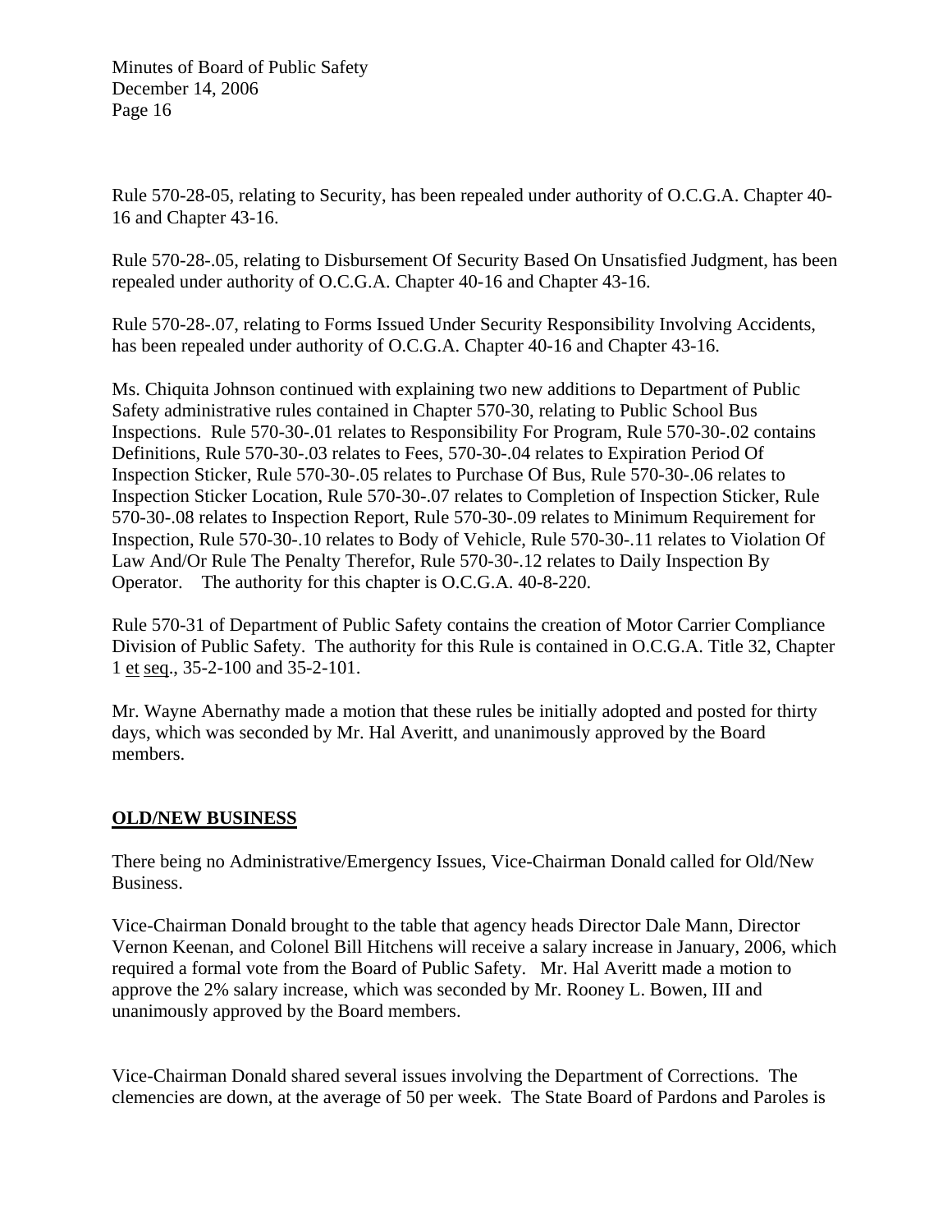Rule 570-28-05, relating to Security, has been repealed under authority of O.C.G.A. Chapter 40-16 and Chapter 43-16.

Rule 570-28-.05, relating to Disbursement Of Security Based On Unsatisfied Judgment, has been repealed under authority of O.C.G.A. Chapter 40-16 and Chapter 43-16.

Rule 570-28-.07, relating to Forms Issued Under Security Responsibility Involving Accidents, has been repealed under authority of O.C.G.A. Chapter 40-16 and Chapter 43-16.

Ms. Chiquita Johnson continued with explaining two new additions to Department of Public Safety administrative rules contained in Chapter 570-30, relating to Public School Bus Inspections. Rule 570-30-.01 relates to Responsibility For Program, Rule 570-30-.02 contains Definitions, Rule 570-30-.03 relates to Fees, 570-30-.04 relates to Expiration Period Of Inspection Sticker, Rule 570-30-.05 relates to Purchase Of Bus, Rule 570-30-.06 relates to Inspection Sticker Location, Rule 570-30-.07 relates to Completion of Inspection Sticker, Rule 570-30-.08 relates to Inspection Report, Rule 570-30-.09 relates to Minimum Requirement for Inspection, Rule 570-30-.10 relates to Body of Vehicle, Rule 570-30-.11 relates to Violation Of Law And/Or Rule The Penalty Therefor, Rule 570-30-.12 relates to Daily Inspection By Operator. The authority for this chapter is O.C.G.A. 40-8-220.

Rule 570-31 of Department of Public Safety contains the creation of Motor Carrier Compliance Division of Public Safety. The authority for this Rule is contained in O.C.G.A. Title 32, Chapter 1 et seq., 35-2-100 and 35-2-101.

Mr. Wayne Abernathy made a motion that these rules be initially adopted and posted for thirty days, which was seconded by Mr. Hal Averitt, and unanimously approved by the Board members.

## OLD/NEW BUSINESS

There being no Administrative/Emergency Issues, Vice-Chairman Donald called for Old/New Business.

Vice-Chairman Donald brought to the table that agency heads Director Dale Mann, Director Vernon Keenan, and Colonel Bill Hitchens will receive a salary increase in January, 2006, which required a formal vote from the Board of Public Safety. Mr. Hal Averitt made a motion to approve the 2% salary increase, which was seconded by Mr. Rooney L. Bowen, III and unanimously approved by the Board members.

Vice-Chairman Donald shared several issues involving the Department of Corrections. The clemencies are down, at the average of 50 per week. The State Board of Pardons and Paroles is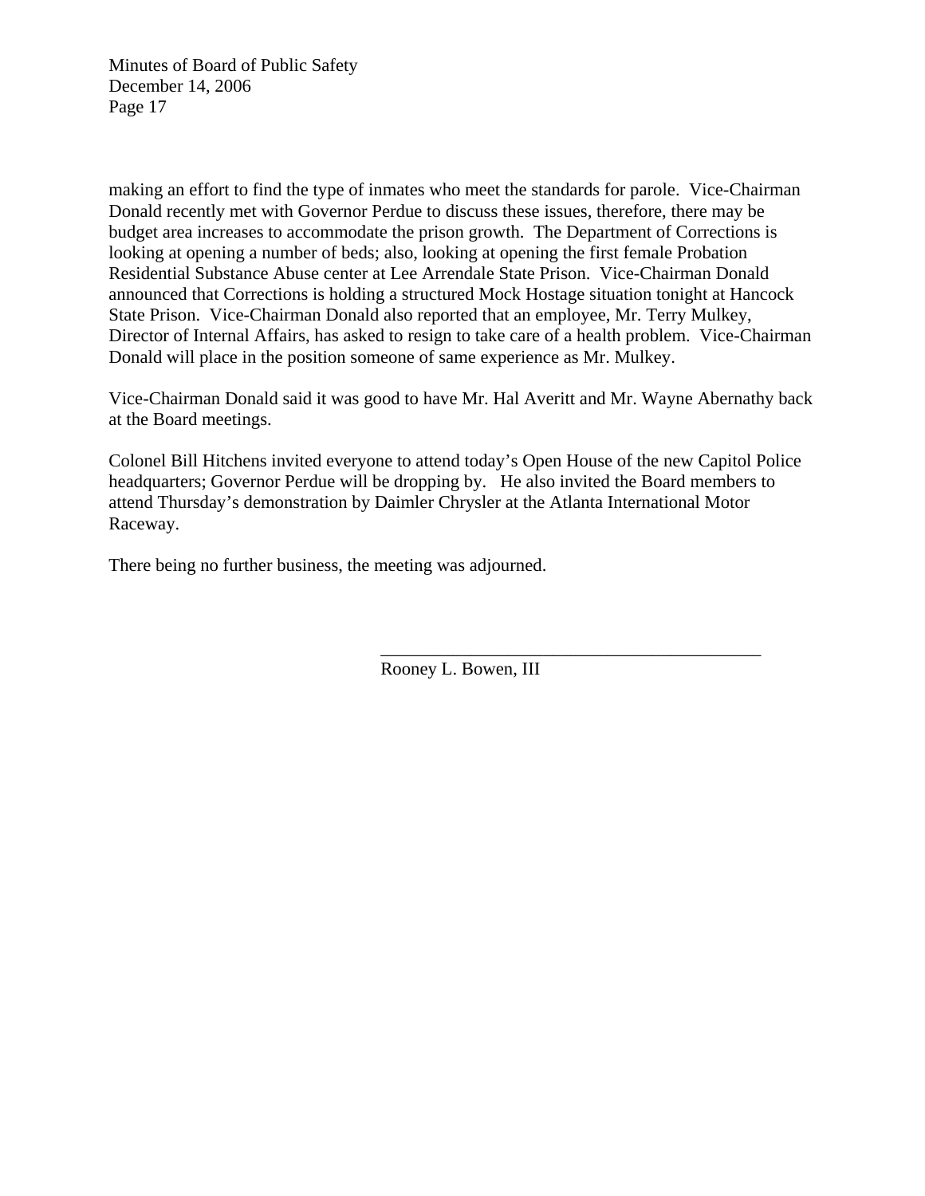making an effort to find the type of inmates who meet the standards for parole. Vice-Chairman Donald recently met with Governor Perdue to discuss these issues, therefore, there may be budget area increases to accommodate the prison growth. The Department of Corrections is looking at opening a number of beds; also, looking at opening the first female Probation Residential Substance Abuse center at Lee Arrendale State Prison. Vice-Chairman Donald announced that Corrections is holding a structured Mock Hostage situation tonight at Hancock State Prison. Vice-Chairman Donald also reported that an employee, Mr. Terry Mulkey, Director of Internal Affairs, has asked to resign to take care of a health problem. Vice-Chairman Donald will place in the position someone of same experience as Mr. Mulkey.

Vice-Chairman Donald said it was good to have Mr. Hal Averitt and Mr. Wayne Abernathy back at the Board meetings.

Colonel Bill Hitchens invited everyone to attend today's Open House of the new Capitol Police headquarters; Governor Perdue will be dropping by. He also invited the Board members to attend Thursday's demonstration by Daimler Chrysler at the Atlanta International Motor Raceway.

There being no further business, the meeting was adjourned.

\_\_\_\_\_\_\_\_\_\_\_\_\_\_\_\_\_\_\_\_\_\_\_\_\_\_\_\_\_\_\_\_\_\_\_\_\_\_\_\_\_\_

Rooney L. Bowen, III